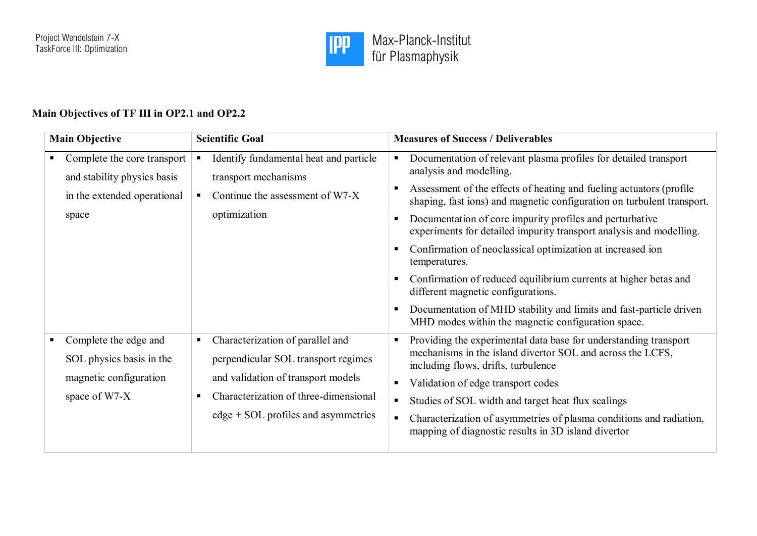## Main Objectives of TF III in OP2.1 and OP2.2

| Main Objective | Scientific Goal | Measures of Success / Deliverables |
|---|---|---|
| ▪ Complete the core transport and stability physics basis in the extended operational space | ▪ Identify fundamental heat and particle transport mechanisms<br>▪ Continue the assessment of W7-X optimization | ▪ Documentation of relevant plasma profiles for detailed transport analysis and modelling.<br>▪ Assessment of the effects of heating and fueling actuators (profile shaping, fast ions) and magnetic configuration on turbulent transport.<br>▪ Documentation of core impurity profiles and perturbative experiments for detailed impurity transport analysis and modelling.<br>▪ Confirmation of neoclassical optimization at increased ion temperatures.<br>▪ Confirmation of reduced equilibrium currents at higher betas and different magnetic configurations.<br>▪ Documentation of MHD stability and limits and fast-particle driven MHD modes within the magnetic configuration space. |
| ▪ Complete the edge and SOL physics basis in the magnetic configuration space of W7-X | ▪ Characterization of parallel and perpendicular SOL transport regimes and validation of transport models<br>▪ Characterization of three-dimensional edge + SOL profiles and asymmetries | ▪ Providing the experimental data base for understanding transport mechanisms in the island divertor SOL and across the LCFS, including flows, drifts, turbulence<br>▪ Validation of edge transport codes<br>▪ Studies of SOL width and target heat flux scalings<br>▪ Characterization of asymmetries of plasma conditions and radiation, mapping of diagnostic results in 3D island divertor |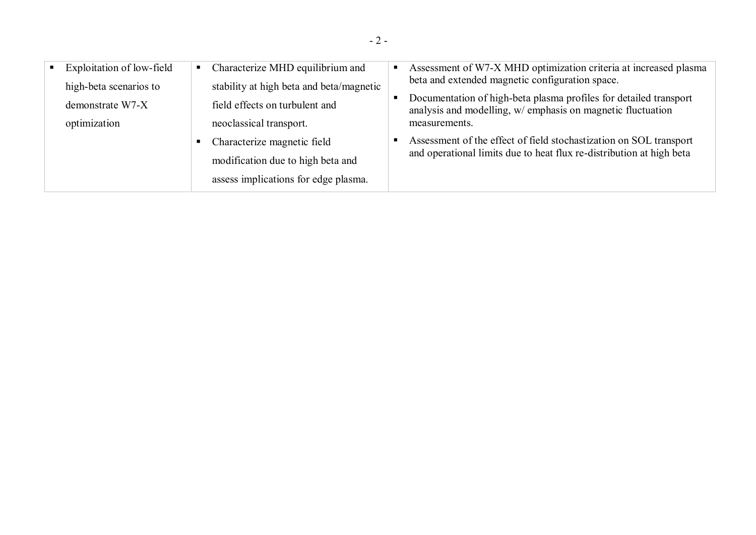| | | |
|---|---|---|
| ▪ Exploitation of low-field high-beta scenarios to demonstrate W7-X optimization | ▪ Characterize MHD equilibrium and stability at high beta and beta/magnetic field effects on turbulent and neoclassical transport.<br>▪ Characterize magnetic field modification due to high beta and assess implications for edge plasma. | ▪ Assessment of W7-X MHD optimization criteria at increased plasma beta and extended magnetic configuration space.<br>▪ Documentation of high-beta plasma profiles for detailed transport analysis and modelling, w/ emphasis on magnetic fluctuation measurements.<br>▪ Assessment of the effect of field stochastization on SOL transport and operational limits due to heat flux re-distribution at high beta |